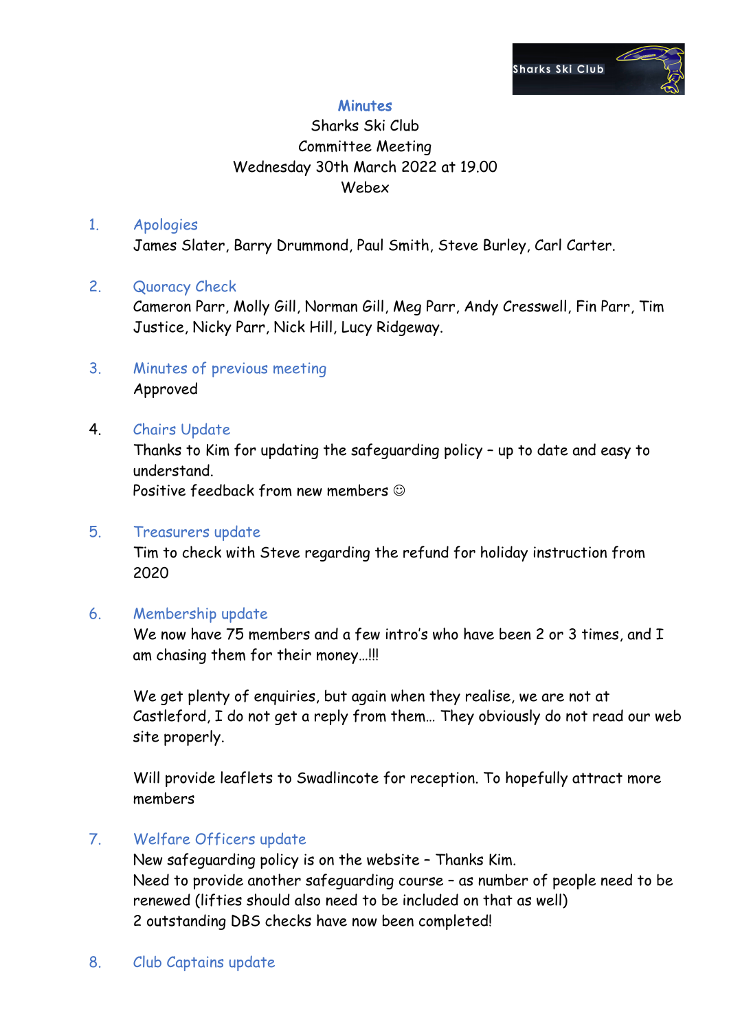# Minutes

Sharks Ski Club
Committee Meeting
Wednesday 30th March 2022 at 19.00
Webex

1. **Apologies**

   James Slater, Barry Drummond, Paul Smith, Steve Burley, Carl Carter.

2. **Quoracy Check**

   Cameron Parr, Molly Gill, Norman Gill, Meg Parr, Andy Cresswell, Fin Parr, Tim Justice, Nicky Parr, Nick Hill, Lucy Ridgeway.

3. **Minutes of previous meeting**

   Approved

4. **Chairs Update**

   Thanks to Kim for updating the safeguarding policy – up to date and easy to understand.
   Positive feedback from new members ☺

5. **Treasurers update**

   Tim to check with Steve regarding the refund for holiday instruction from 2020

6. **Membership update**

   We now have 75 members and a few intro's who have been 2 or 3 times, and I am chasing them for their money…!!!

   We get plenty of enquiries, but again when they realise, we are not at Castleford, I do not get a reply from them… They obviously do not read our web site properly.

   Will provide leaflets to Swadlincote for reception. To hopefully attract more members

7. **Welfare Officers update**

   New safeguarding policy is on the website – Thanks Kim.
   Need to provide another safeguarding course – as number of people need to be renewed (lifties should also need to be included on that as well)
   2 outstanding DBS checks have now been completed!

8. **Club Captains update**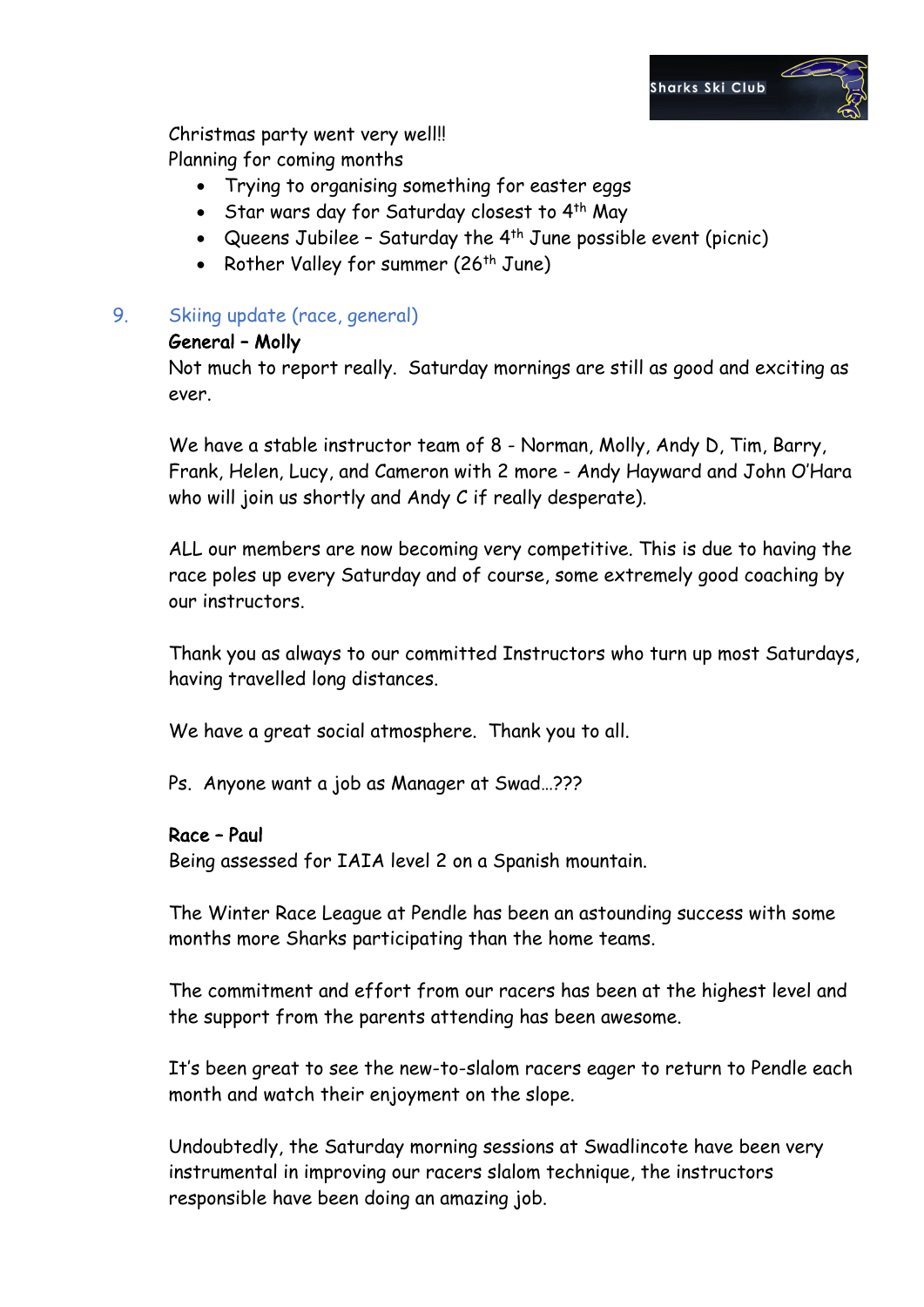Christmas party went very well!!
Planning for coming months

- Trying to organising something for easter eggs
- Star wars day for Saturday closest to 4th May
- Queens Jubilee – Saturday the 4th June possible event (picnic)
- Rother Valley for summer (26th June)

## 9. Skiing update (race, general)

**General – Molly**

Not much to report really. Saturday mornings are still as good and exciting as ever.

We have a stable instructor team of 8 - Norman, Molly, Andy D, Tim, Barry, Frank, Helen, Lucy, and Cameron with 2 more - Andy Hayward and John O'Hara who will join us shortly and Andy C if really desperate).

ALL our members are now becoming very competitive. This is due to having the race poles up every Saturday and of course, some extremely good coaching by our instructors.

Thank you as always to our committed Instructors who turn up most Saturdays, having travelled long distances.

We have a great social atmosphere. Thank you to all.

Ps. Anyone want a job as Manager at Swad…???

**Race – Paul**

Being assessed for IAIA level 2 on a Spanish mountain.

The Winter Race League at Pendle has been an astounding success with some months more Sharks participating than the home teams.

The commitment and effort from our racers has been at the highest level and the support from the parents attending has been awesome.

It's been great to see the new-to-slalom racers eager to return to Pendle each month and watch their enjoyment on the slope.

Undoubtedly, the Saturday morning sessions at Swadlincote have been very instrumental in improving our racers slalom technique, the instructors responsible have been doing an amazing job.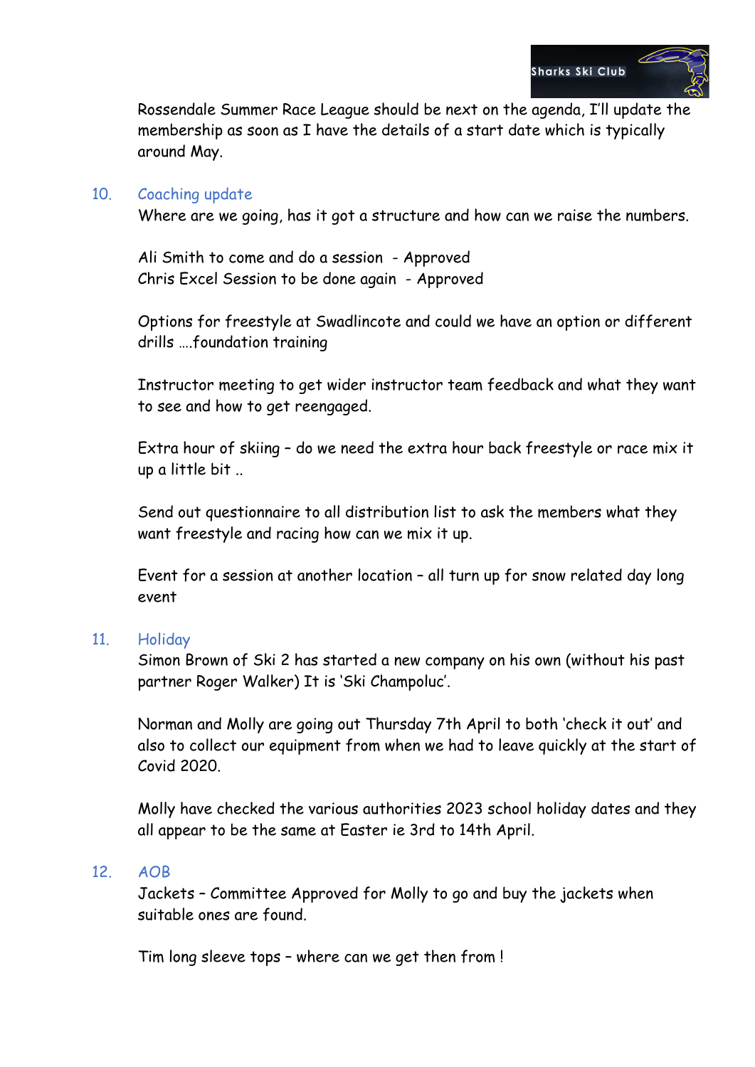Rossendale Summer Race League should be next on the agenda, I'll update the membership as soon as I have the details of a start date which is typically around May.

## 10. Coaching update

Where are we going, has it got a structure and how can we raise the numbers.

Ali Smith to come and do a session - Approved
Chris Excel Session to be done again - Approved

Options for freestyle at Swadlincote and could we have an option or different drills ….foundation training

Instructor meeting to get wider instructor team feedback and what they want to see and how to get reengaged.

Extra hour of skiing – do we need the extra hour back freestyle or race mix it up a little bit ..

Send out questionnaire to all distribution list to ask the members what they want freestyle and racing how can we mix it up.

Event for a session at another location – all turn up for snow related day long event

## 11. Holiday

Simon Brown of Ski 2 has started a new company on his own (without his past partner Roger Walker) It is 'Ski Champoluc'.

Norman and Molly are going out Thursday 7th April to both 'check it out' and also to collect our equipment from when we had to leave quickly at the start of Covid 2020.

Molly have checked the various authorities 2023 school holiday dates and they all appear to be the same at Easter ie 3rd to 14th April.

## 12. AOB

Jackets – Committee Approved for Molly to go and buy the jackets when suitable ones are found.

Tim long sleeve tops – where can we get then from !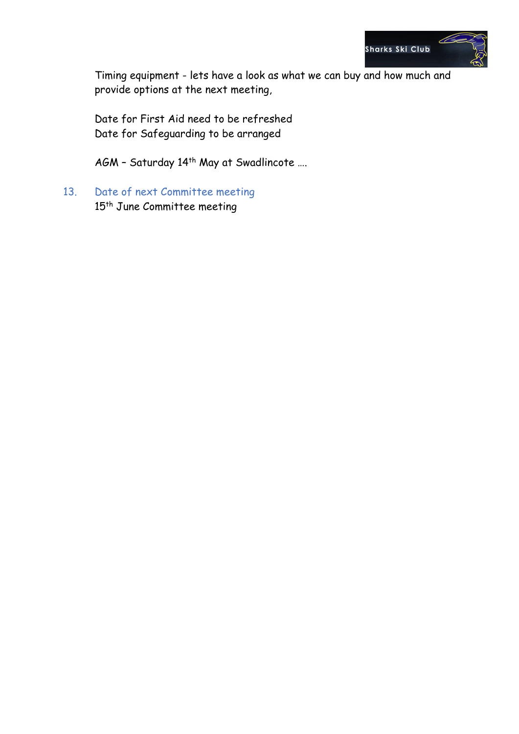Timing equipment - lets have a look as what we can buy and how much and provide options at the next meeting,

Date for First Aid need to be refreshed
Date for Safeguarding to be arranged

AGM – Saturday 14th May at Swadlincote ….

13. Date of next Committee meeting

15th June Committee meeting